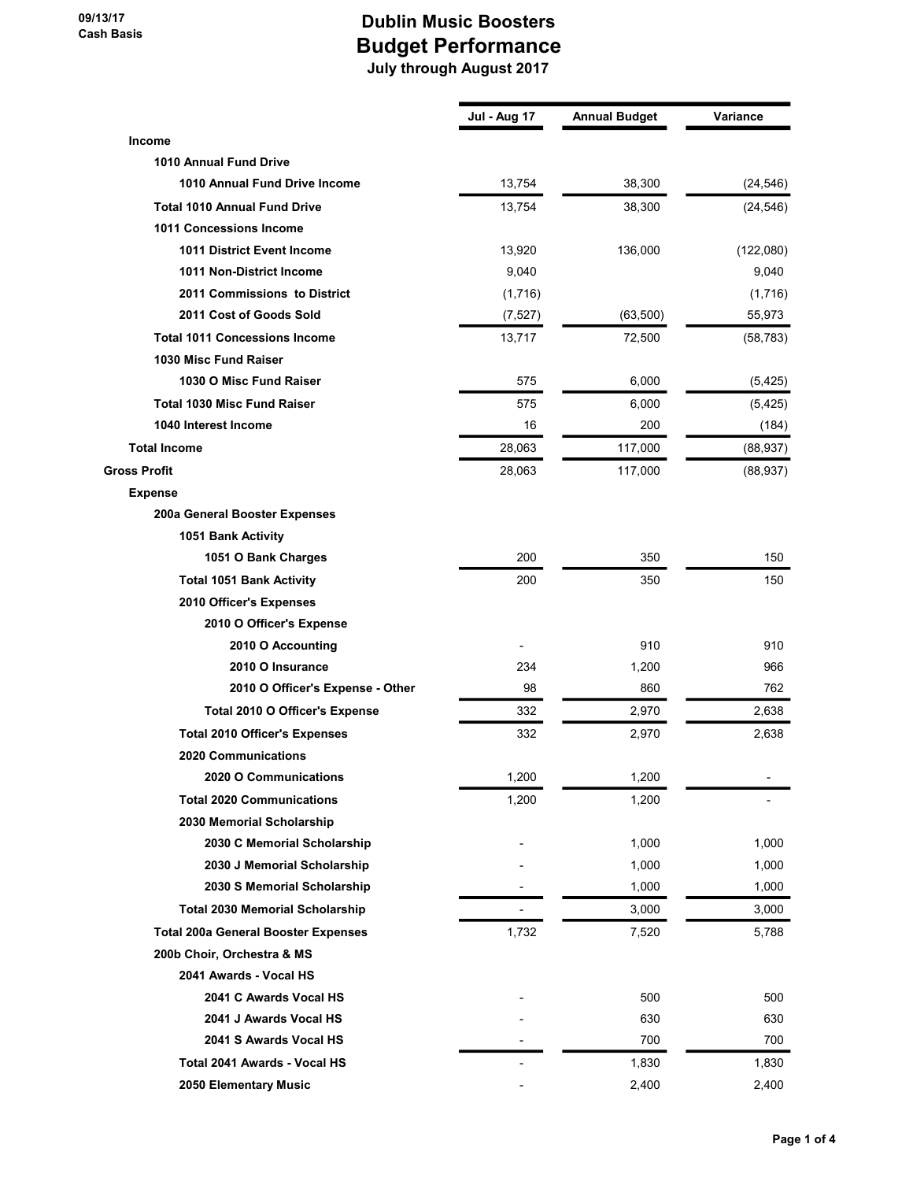09/13/17
Cash Basis

# Dublin Music Boosters
## Budget Performance
### July through August 2017

| | Jul - Aug 17 | Annual Budget | Variance |
|---|---|---|---|
| **Income** | | | |
| **1010 Annual Fund Drive** | | | |
| **1010 Annual Fund Drive Income** | 13,754 | 38,300 | (24,546) |
| **Total 1010 Annual Fund Drive** | 13,754 | 38,300 | (24,546) |
| **1011 Concessions Income** | | | |
| **1011 District Event Income** | 13,920 | 136,000 | (122,080) |
| **1011 Non-District Income** | 9,040 | | 9,040 |
| **2011 Commissions to District** | (1,716) | | (1,716) |
| **2011 Cost of Goods Sold** | (7,527) | (63,500) | 55,973 |
| **Total 1011 Concessions Income** | 13,717 | 72,500 | (58,783) |
| **1030 Misc Fund Raiser** | | | |
| **1030 O Misc Fund Raiser** | 575 | 6,000 | (5,425) |
| **Total 1030 Misc Fund Raiser** | 575 | 6,000 | (5,425) |
| **1040 Interest Income** | 16 | 200 | (184) |
| **Total Income** | 28,063 | 117,000 | (88,937) |
| **Gross Profit** | 28,063 | 117,000 | (88,937) |
| **Expense** | | | |
| **200a General Booster Expenses** | | | |
| **1051 Bank Activity** | | | |
| **1051 O Bank Charges** | 200 | 350 | 150 |
| **Total 1051 Bank Activity** | 200 | 350 | 150 |
| **2010 Officer's Expenses** | | | |
| **2010 O Officer's Expense** | | | |
| **2010 O Accounting** | - | 910 | 910 |
| **2010 O Insurance** | 234 | 1,200 | 966 |
| **2010 O Officer's Expense - Other** | 98 | 860 | 762 |
| **Total 2010 O Officer's Expense** | 332 | 2,970 | 2,638 |
| **Total 2010 Officer's Expenses** | 332 | 2,970 | 2,638 |
| **2020 Communications** | | | |
| **2020 O Communications** | 1,200 | 1,200 | - |
| **Total 2020 Communications** | 1,200 | 1,200 | - |
| **2030 Memorial Scholarship** | | | |
| **2030 C Memorial Scholarship** | - | 1,000 | 1,000 |
| **2030 J Memorial Scholarship** | - | 1,000 | 1,000 |
| **2030 S Memorial Scholarship** | - | 1,000 | 1,000 |
| **Total 2030 Memorial Scholarship** | - | 3,000 | 3,000 |
| **Total 200a General Booster Expenses** | 1,732 | 7,520 | 5,788 |
| **200b Choir, Orchestra & MS** | | | |
| **2041 Awards - Vocal HS** | | | |
| **2041 C Awards Vocal HS** | - | 500 | 500 |
| **2041 J Awards Vocal HS** | - | 630 | 630 |
| **2041 S Awards Vocal HS** | - | 700 | 700 |
| **Total 2041 Awards - Vocal HS** | - | 1,830 | 1,830 |
| **2050 Elementary Music** | - | 2,400 | 2,400 |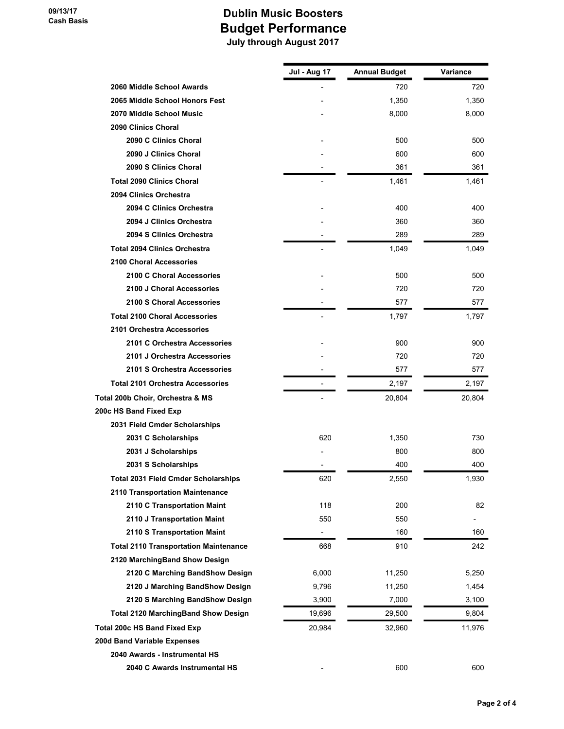# Dublin Music Boosters
## Budget Performance
### July through August 2017

09/13/17
Cash Basis

| | Jul - Aug 17 | Annual Budget | Variance |
|---|---|---|---|
| 2060 Middle School Awards | - | 720 | 720 |
| 2065 Middle School Honors Fest | - | 1,350 | 1,350 |
| 2070 Middle School Music | - | 8,000 | 8,000 |
| 2090 Clinics Choral | | | |
| 2090 C Clinics Choral | - | 500 | 500 |
| 2090 J Clinics Choral | - | 600 | 600 |
| 2090 S Clinics Choral | - | 361 | 361 |
| Total 2090 Clinics Choral | - | 1,461 | 1,461 |
| 2094 Clinics Orchestra | | | |
| 2094 C Clinics Orchestra | - | 400 | 400 |
| 2094 J Clinics Orchestra | - | 360 | 360 |
| 2094 S Clinics Orchestra | - | 289 | 289 |
| Total 2094 Clinics Orchestra | - | 1,049 | 1,049 |
| 2100 Choral Accessories | | | |
| 2100 C Choral Accessories | - | 500 | 500 |
| 2100 J Choral Accessories | - | 720 | 720 |
| 2100 S Choral Accessories | - | 577 | 577 |
| Total 2100 Choral Accessories | - | 1,797 | 1,797 |
| 2101 Orchestra Accessories | | | |
| 2101 C Orchestra Accessories | - | 900 | 900 |
| 2101 J Orchestra Accessories | - | 720 | 720 |
| 2101 S Orchestra Accessories | - | 577 | 577 |
| Total 2101 Orchestra Accessories | - | 2,197 | 2,197 |
| Total 200b Choir, Orchestra & MS | - | 20,804 | 20,804 |
| 200c HS Band Fixed Exp | | | |
| 2031 Field Cmder Scholarships | | | |
| 2031 C Scholarships | 620 | 1,350 | 730 |
| 2031 J Scholarships | - | 800 | 800 |
| 2031 S Scholarships | - | 400 | 400 |
| Total 2031 Field Cmder Scholarships | 620 | 2,550 | 1,930 |
| 2110 Transportation Maintenance | | | |
| 2110 C Transportation Maint | 118 | 200 | 82 |
| 2110 J Transportation Maint | 550 | 550 | - |
| 2110 S Transportation Maint | - | 160 | 160 |
| Total 2110 Transportation Maintenance | 668 | 910 | 242 |
| 2120 MarchingBand Show Design | | | |
| 2120 C Marching BandShow Design | 6,000 | 11,250 | 5,250 |
| 2120 J Marching BandShow Design | 9,796 | 11,250 | 1,454 |
| 2120 S Marching BandShow Design | 3,900 | 7,000 | 3,100 |
| Total 2120 MarchingBand Show Design | 19,696 | 29,500 | 9,804 |
| Total 200c HS Band Fixed Exp | 20,984 | 32,960 | 11,976 |
| 200d Band Variable Expenses | | | |
| 2040 Awards - Instrumental HS | | | |
| 2040 C Awards Instrumental HS | - | 600 | 600 |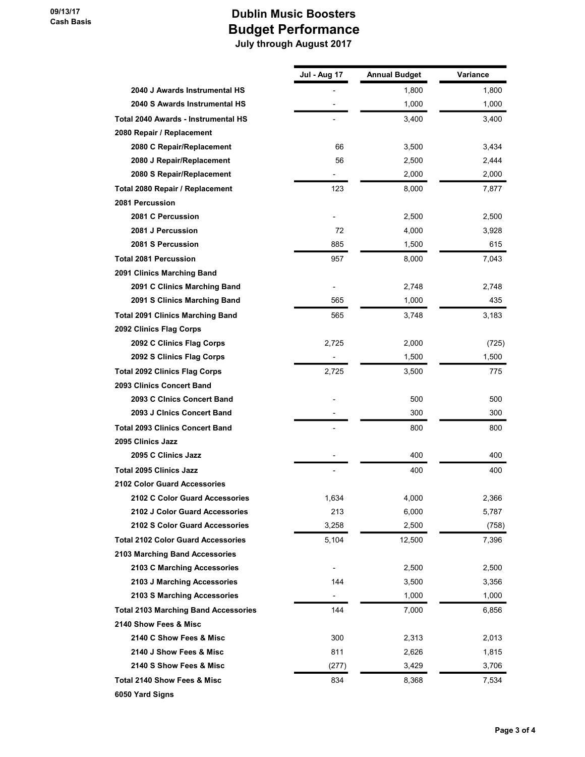09/13/17
Cash Basis

# Dublin Music Boosters
## Budget Performance
### July through August 2017

| | Jul - Aug 17 | Annual Budget | Variance |
|---|---|---|---|
| 2040 J Awards Instrumental HS | - | 1,800 | 1,800 |
| 2040 S Awards Instrumental HS | - | 1,000 | 1,000 |
| **Total 2040 Awards - Instrumental HS** | - | 3,400 | 3,400 |
| **2080 Repair / Replacement** | | | |
| 2080 C Repair/Replacement | 66 | 3,500 | 3,434 |
| 2080 J Repair/Replacement | 56 | 2,500 | 2,444 |
| 2080 S Repair/Replacement | - | 2,000 | 2,000 |
| **Total 2080 Repair / Replacement** | 123 | 8,000 | 7,877 |
| **2081 Percussion** | | | |
| 2081 C Percussion | - | 2,500 | 2,500 |
| 2081 J Percussion | 72 | 4,000 | 3,928 |
| 2081 S Percussion | 885 | 1,500 | 615 |
| **Total 2081 Percussion** | 957 | 8,000 | 7,043 |
| **2091 Clinics Marching Band** | | | |
| 2091 C Clinics Marching Band | - | 2,748 | 2,748 |
| 2091 S Clinics Marching Band | 565 | 1,000 | 435 |
| **Total 2091 Clinics Marching Band** | 565 | 3,748 | 3,183 |
| **2092 Clinics Flag Corps** | | | |
| 2092 C Clinics Flag Corps | 2,725 | 2,000 | (725) |
| 2092 S Clinics Flag Corps | - | 1,500 | 1,500 |
| **Total 2092 Clinics Flag Corps** | 2,725 | 3,500 | 775 |
| **2093 Clinics Concert Band** | | | |
| 2093 C Clnics Concert Band | - | 500 | 500 |
| 2093 J Clnics Concert Band | - | 300 | 300 |
| **Total 2093 Clinics Concert Band** | - | 800 | 800 |
| **2095 Clinics Jazz** | | | |
| 2095 C Clinics Jazz | - | 400 | 400 |
| **Total 2095 Clinics Jazz** | - | 400 | 400 |
| **2102 Color Guard Accessories** | | | |
| 2102 C Color Guard Accessories | 1,634 | 4,000 | 2,366 |
| 2102 J Color Guard Accessories | 213 | 6,000 | 5,787 |
| 2102 S Color Guard Accessories | 3,258 | 2,500 | (758) |
| **Total 2102 Color Guard Accessories** | 5,104 | 12,500 | 7,396 |
| **2103 Marching Band Accessories** | | | |
| 2103 C Marching Accessories | - | 2,500 | 2,500 |
| 2103 J Marching Accessories | 144 | 3,500 | 3,356 |
| 2103 S Marching Accessories | - | 1,000 | 1,000 |
| **Total 2103 Marching Band Accessories** | 144 | 7,000 | 6,856 |
| **2140 Show Fees & Misc** | | | |
| 2140 C Show Fees & Misc | 300 | 2,313 | 2,013 |
| 2140 J Show Fees & Misc | 811 | 2,626 | 1,815 |
| 2140 S Show Fees & Misc | (277) | 3,429 | 3,706 |
| **Total 2140 Show Fees & Misc** | 834 | 8,368 | 7,534 |
| **6050 Yard Signs** | | | |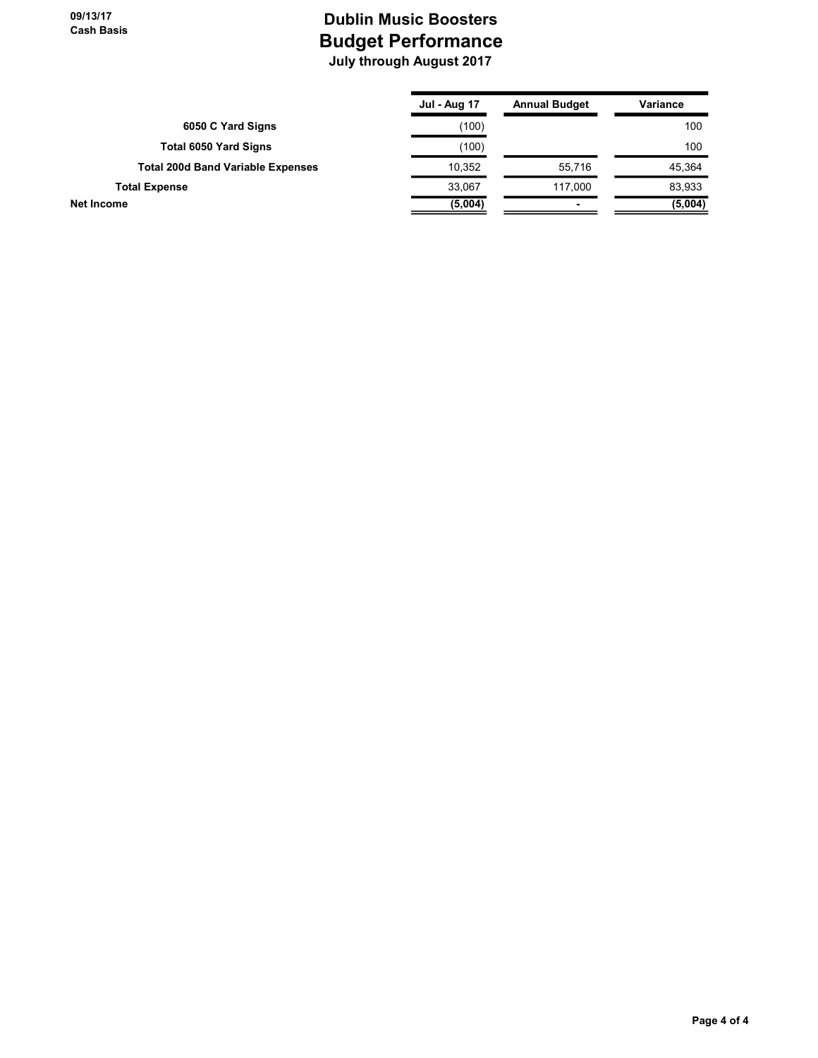09/13/17
Cash Basis

# Dublin Music Boosters
## Budget Performance
### July through August 2017

| | Jul - Aug 17 | Annual Budget | Variance |
|---|---|---|---|
| 6050 C Yard Signs | (100) | | 100 |
| Total 6050 Yard Signs | (100) | | 100 |
| Total 200d Band Variable Expenses | 10,352 | 55,716 | 45,364 |
| Total Expense | 33,067 | 117,000 | 83,933 |
| **Net Income** | **(5,004)** | **-** | **(5,004)** |